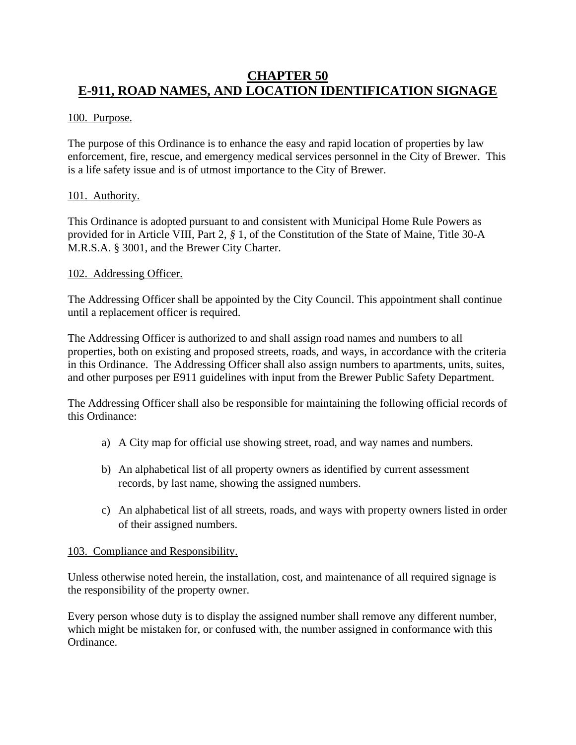# CHAPTER 50
# E-911, ROAD NAMES, AND LOCATION IDENTIFICATION SIGNAGE

100. Purpose.

The purpose of this Ordinance is to enhance the easy and rapid location of properties by law enforcement, fire, rescue, and emergency medical services personnel in the City of Brewer. This is a life safety issue and is of utmost importance to the City of Brewer.

101. Authority.

This Ordinance is adopted pursuant to and consistent with Municipal Home Rule Powers as provided for in Article VIII, Part 2, § 1, of the Constitution of the State of Maine, Title 30-A M.R.S.A. § 3001, and the Brewer City Charter.

102. Addressing Officer.

The Addressing Officer shall be appointed by the City Council. This appointment shall continue until a replacement officer is required.

The Addressing Officer is authorized to and shall assign road names and numbers to all properties, both on existing and proposed streets, roads, and ways, in accordance with the criteria in this Ordinance. The Addressing Officer shall also assign numbers to apartments, units, suites, and other purposes per E911 guidelines with input from the Brewer Public Safety Department.

The Addressing Officer shall also be responsible for maintaining the following official records of this Ordinance:

a) A City map for official use showing street, road, and way names and numbers.

b) An alphabetical list of all property owners as identified by current assessment records, by last name, showing the assigned numbers.

c) An alphabetical list of all streets, roads, and ways with property owners listed in order of their assigned numbers.

103. Compliance and Responsibility.

Unless otherwise noted herein, the installation, cost, and maintenance of all required signage is the responsibility of the property owner.

Every person whose duty is to display the assigned number shall remove any different number, which might be mistaken for, or confused with, the number assigned in conformance with this Ordinance.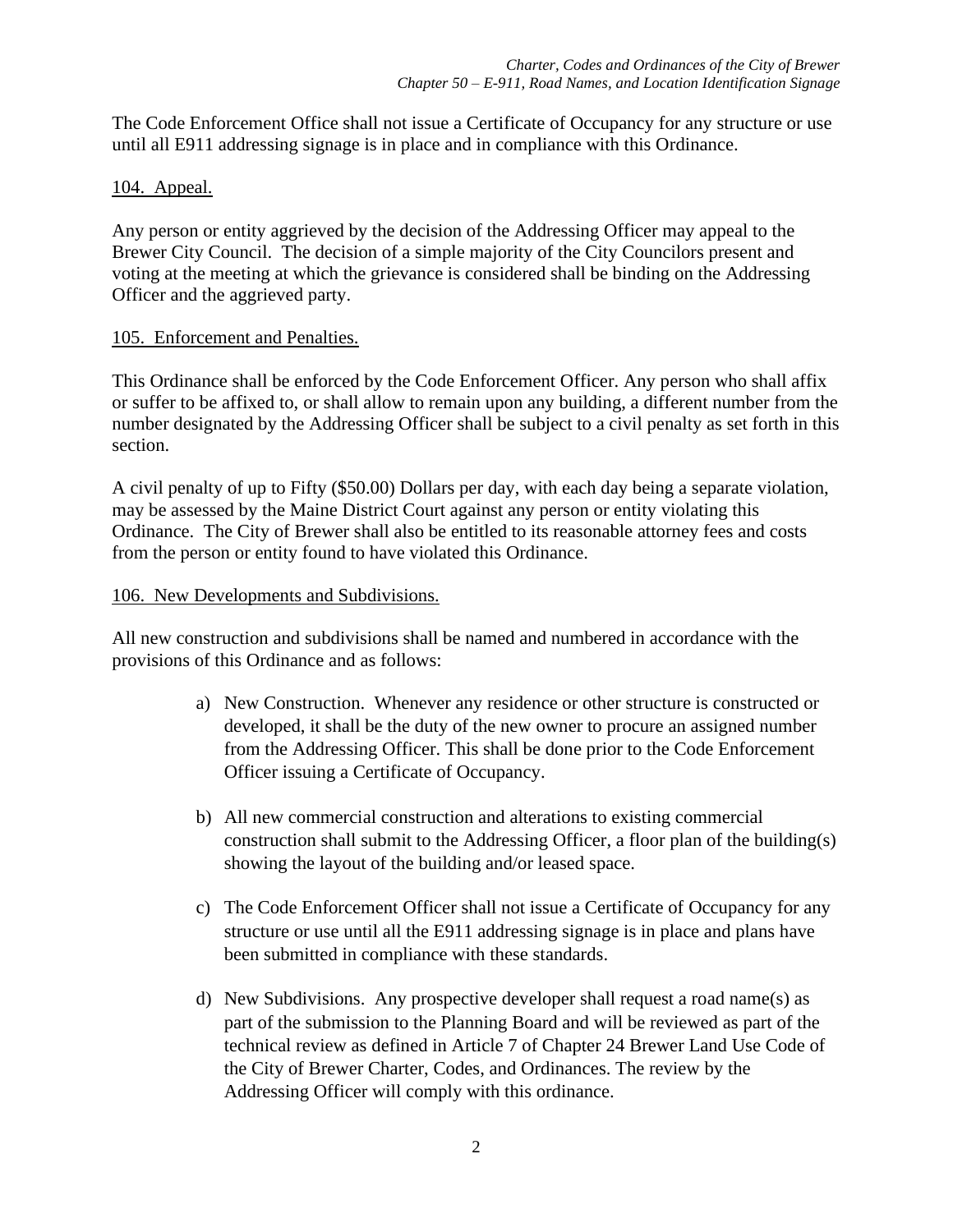The Code Enforcement Office shall not issue a Certificate of Occupancy for any structure or use until all E911 addressing signage is in place and in compliance with this Ordinance.

## 104. Appeal.

Any person or entity aggrieved by the decision of the Addressing Officer may appeal to the Brewer City Council. The decision of a simple majority of the City Councilors present and voting at the meeting at which the grievance is considered shall be binding on the Addressing Officer and the aggrieved party.

## 105. Enforcement and Penalties.

This Ordinance shall be enforced by the Code Enforcement Officer. Any person who shall affix or suffer to be affixed to, or shall allow to remain upon any building, a different number from the number designated by the Addressing Officer shall be subject to a civil penalty as set forth in this section.

A civil penalty of up to Fifty ($50.00) Dollars per day, with each day being a separate violation, may be assessed by the Maine District Court against any person or entity violating this Ordinance. The City of Brewer shall also be entitled to its reasonable attorney fees and costs from the person or entity found to have violated this Ordinance.

## 106. New Developments and Subdivisions.

All new construction and subdivisions shall be named and numbered in accordance with the provisions of this Ordinance and as follows:

a) New Construction. Whenever any residence or other structure is constructed or developed, it shall be the duty of the new owner to procure an assigned number from the Addressing Officer. This shall be done prior to the Code Enforcement Officer issuing a Certificate of Occupancy.

b) All new commercial construction and alterations to existing commercial construction shall submit to the Addressing Officer, a floor plan of the building(s) showing the layout of the building and/or leased space.

c) The Code Enforcement Officer shall not issue a Certificate of Occupancy for any structure or use until all the E911 addressing signage is in place and plans have been submitted in compliance with these standards.

d) New Subdivisions. Any prospective developer shall request a road name(s) as part of the submission to the Planning Board and will be reviewed as part of the technical review as defined in Article 7 of Chapter 24 Brewer Land Use Code of the City of Brewer Charter, Codes, and Ordinances. The review by the Addressing Officer will comply with this ordinance.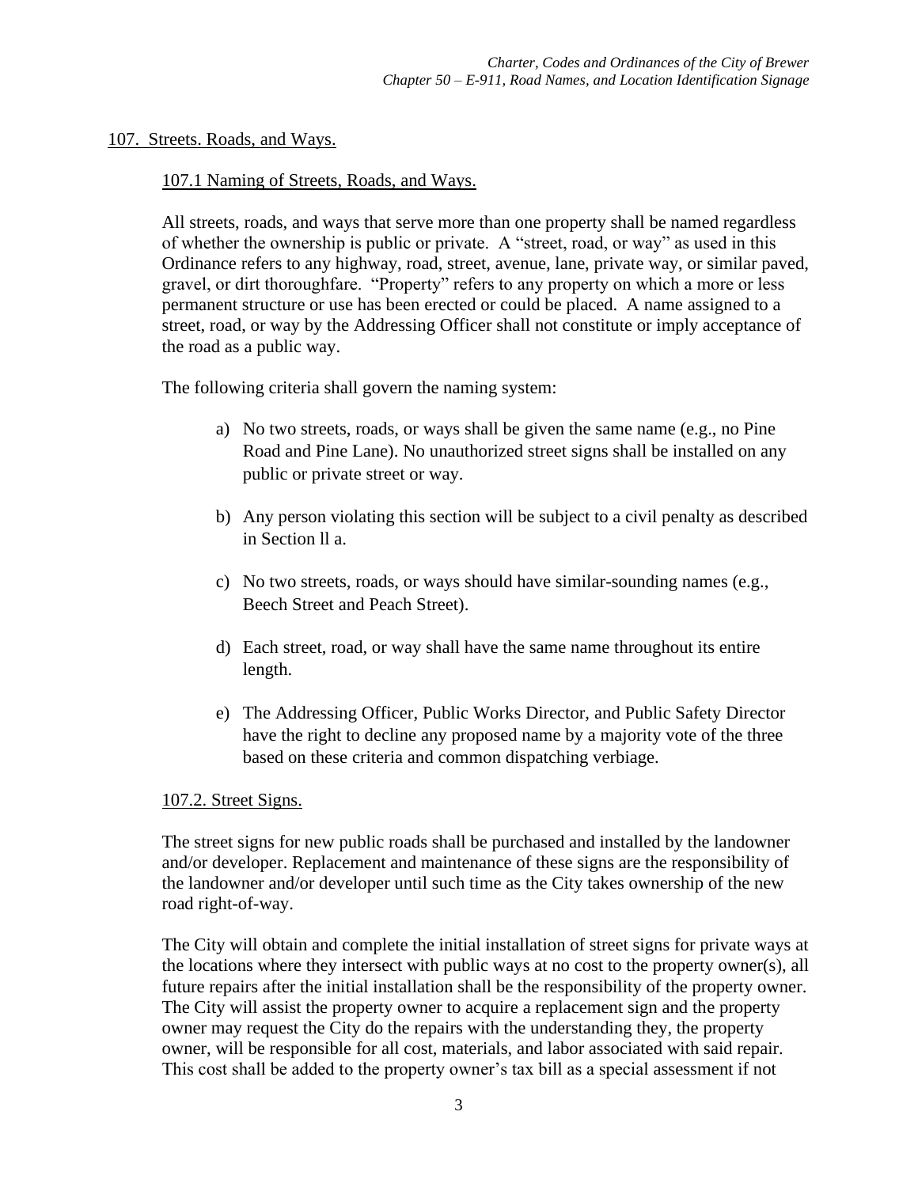## 107. Streets. Roads, and Ways.

### 107.1 Naming of Streets, Roads, and Ways.

All streets, roads, and ways that serve more than one property shall be named regardless of whether the ownership is public or private. A "street, road, or way" as used in this Ordinance refers to any highway, road, street, avenue, lane, private way, or similar paved, gravel, or dirt thoroughfare. "Property" refers to any property on which a more or less permanent structure or use has been erected or could be placed. A name assigned to a street, road, or way by the Addressing Officer shall not constitute or imply acceptance of the road as a public way.

The following criteria shall govern the naming system:

a) No two streets, roads, or ways shall be given the same name (e.g., no Pine Road and Pine Lane). No unauthorized street signs shall be installed on any public or private street or way.

b) Any person violating this section will be subject to a civil penalty as described in Section ll a.

c) No two streets, roads, or ways should have similar-sounding names (e.g., Beech Street and Peach Street).

d) Each street, road, or way shall have the same name throughout its entire length.

e) The Addressing Officer, Public Works Director, and Public Safety Director have the right to decline any proposed name by a majority vote of the three based on these criteria and common dispatching verbiage.

### 107.2. Street Signs.

The street signs for new public roads shall be purchased and installed by the landowner and/or developer. Replacement and maintenance of these signs are the responsibility of the landowner and/or developer until such time as the City takes ownership of the new road right-of-way.

The City will obtain and complete the initial installation of street signs for private ways at the locations where they intersect with public ways at no cost to the property owner(s), all future repairs after the initial installation shall be the responsibility of the property owner. The City will assist the property owner to acquire a replacement sign and the property owner may request the City do the repairs with the understanding they, the property owner, will be responsible for all cost, materials, and labor associated with said repair. This cost shall be added to the property owner's tax bill as a special assessment if not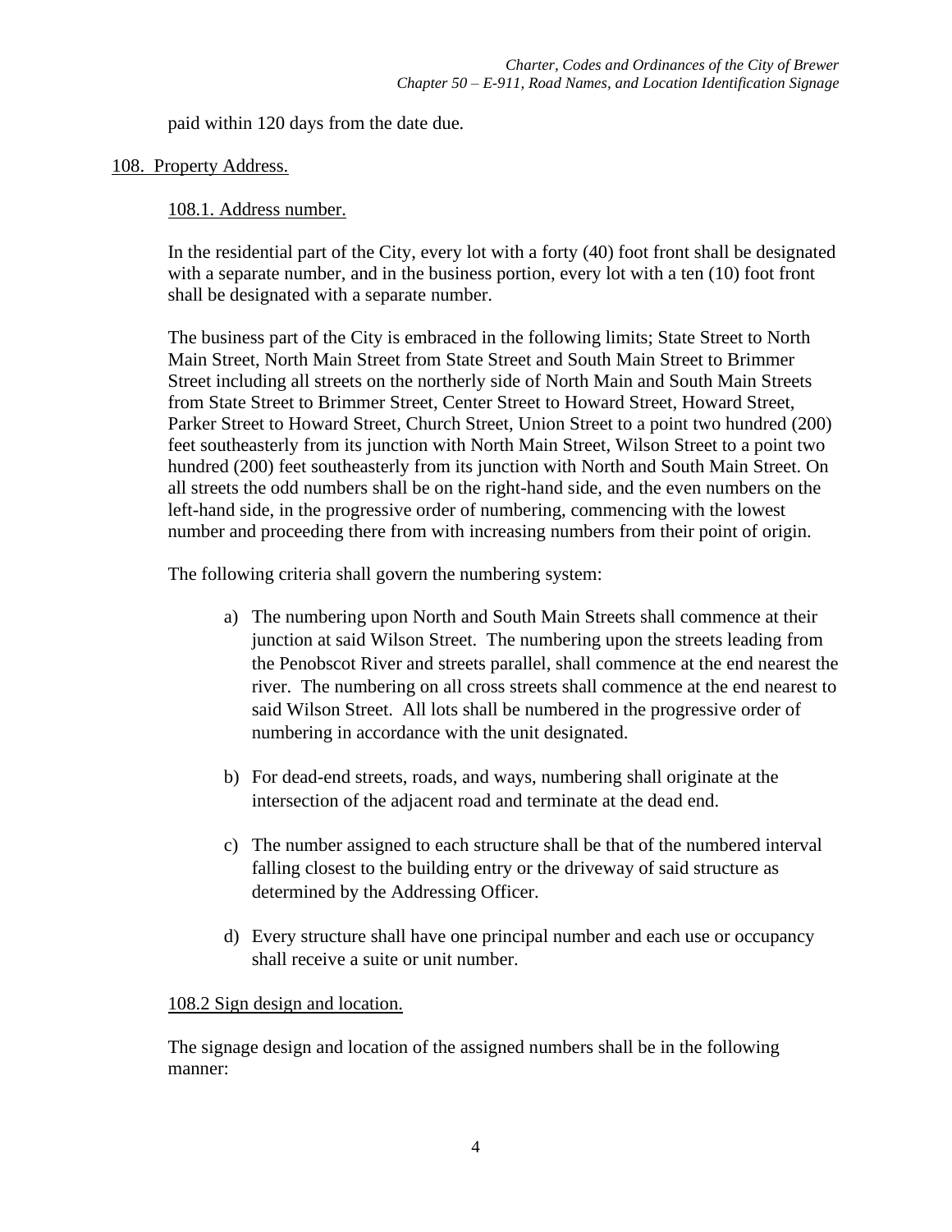paid within 120 days from the date due.

## 108. Property Address.

### 108.1. Address number.

In the residential part of the City, every lot with a forty (40) foot front shall be designated with a separate number, and in the business portion, every lot with a ten (10) foot front shall be designated with a separate number.

The business part of the City is embraced in the following limits; State Street to North Main Street, North Main Street from State Street and South Main Street to Brimmer Street including all streets on the northerly side of North Main and South Main Streets from State Street to Brimmer Street, Center Street to Howard Street, Howard Street, Parker Street to Howard Street, Church Street, Union Street to a point two hundred (200) feet southeasterly from its junction with North Main Street, Wilson Street to a point two hundred (200) feet southeasterly from its junction with North and South Main Street. On all streets the odd numbers shall be on the right-hand side, and the even numbers on the left-hand side, in the progressive order of numbering, commencing with the lowest number and proceeding there from with increasing numbers from their point of origin.

The following criteria shall govern the numbering system:

a) The numbering upon North and South Main Streets shall commence at their junction at said Wilson Street. The numbering upon the streets leading from the Penobscot River and streets parallel, shall commence at the end nearest the river. The numbering on all cross streets shall commence at the end nearest to said Wilson Street. All lots shall be numbered in the progressive order of numbering in accordance with the unit designated.

b) For dead-end streets, roads, and ways, numbering shall originate at the intersection of the adjacent road and terminate at the dead end.

c) The number assigned to each structure shall be that of the numbered interval falling closest to the building entry or the driveway of said structure as determined by the Addressing Officer.

d) Every structure shall have one principal number and each use or occupancy shall receive a suite or unit number.

### 108.2 Sign design and location.

The signage design and location of the assigned numbers shall be in the following manner: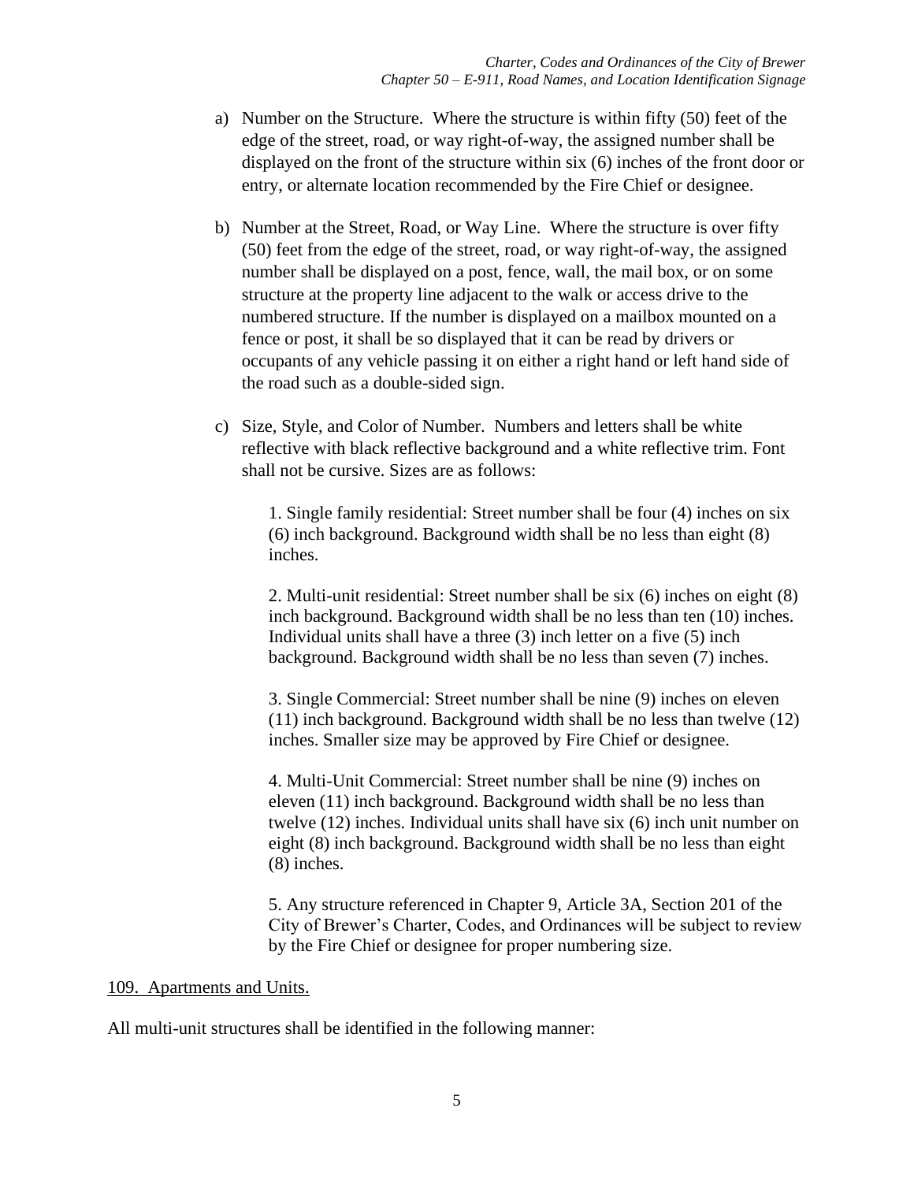a) Number on the Structure. Where the structure is within fifty (50) feet of the edge of the street, road, or way right-of-way, the assigned number shall be displayed on the front of the structure within six (6) inches of the front door or entry, or alternate location recommended by the Fire Chief or designee.

b) Number at the Street, Road, or Way Line. Where the structure is over fifty (50) feet from the edge of the street, road, or way right-of-way, the assigned number shall be displayed on a post, fence, wall, the mail box, or on some structure at the property line adjacent to the walk or access drive to the numbered structure. If the number is displayed on a mailbox mounted on a fence or post, it shall be so displayed that it can be read by drivers or occupants of any vehicle passing it on either a right hand or left hand side of the road such as a double-sided sign.

c) Size, Style, and Color of Number. Numbers and letters shall be white reflective with black reflective background and a white reflective trim. Font shall not be cursive. Sizes are as follows:

   1. Single family residential: Street number shall be four (4) inches on six (6) inch background. Background width shall be no less than eight (8) inches.

   2. Multi-unit residential: Street number shall be six (6) inches on eight (8) inch background. Background width shall be no less than ten (10) inches. Individual units shall have a three (3) inch letter on a five (5) inch background. Background width shall be no less than seven (7) inches.

   3. Single Commercial: Street number shall be nine (9) inches on eleven (11) inch background. Background width shall be no less than twelve (12) inches. Smaller size may be approved by Fire Chief or designee.

   4. Multi-Unit Commercial: Street number shall be nine (9) inches on eleven (11) inch background. Background width shall be no less than twelve (12) inches. Individual units shall have six (6) inch unit number on eight (8) inch background. Background width shall be no less than eight (8) inches.

   5. Any structure referenced in Chapter 9, Article 3A, Section 201 of the City of Brewer's Charter, Codes, and Ordinances will be subject to review by the Fire Chief or designee for proper numbering size.

<u>109. Apartments and Units.</u>

All multi-unit structures shall be identified in the following manner: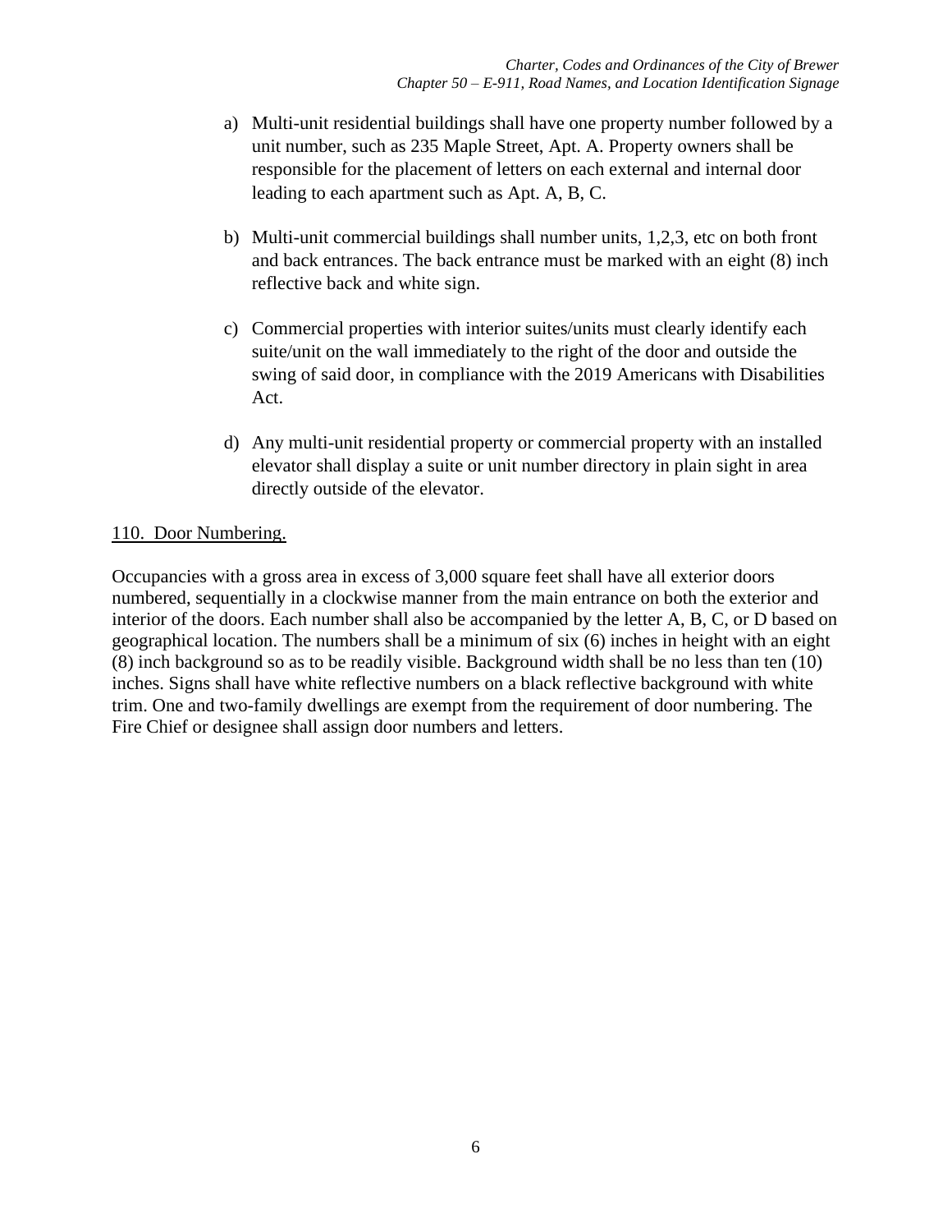a) Multi-unit residential buildings shall have one property number followed by a unit number, such as 235 Maple Street, Apt. A. Property owners shall be responsible for the placement of letters on each external and internal door leading to each apartment such as Apt. A, B, C.

b) Multi-unit commercial buildings shall number units, 1,2,3, etc on both front and back entrances. The back entrance must be marked with an eight (8) inch reflective back and white sign.

c) Commercial properties with interior suites/units must clearly identify each suite/unit on the wall immediately to the right of the door and outside the swing of said door, in compliance with the 2019 Americans with Disabilities Act.

d) Any multi-unit residential property or commercial property with an installed elevator shall display a suite or unit number directory in plain sight in area directly outside of the elevator.

<u>110. Door Numbering.</u>

Occupancies with a gross area in excess of 3,000 square feet shall have all exterior doors numbered, sequentially in a clockwise manner from the main entrance on both the exterior and interior of the doors. Each number shall also be accompanied by the letter A, B, C, or D based on geographical location. The numbers shall be a minimum of six (6) inches in height with an eight (8) inch background so as to be readily visible. Background width shall be no less than ten (10) inches. Signs shall have white reflective numbers on a black reflective background with white trim. One and two-family dwellings are exempt from the requirement of door numbering. The Fire Chief or designee shall assign door numbers and letters.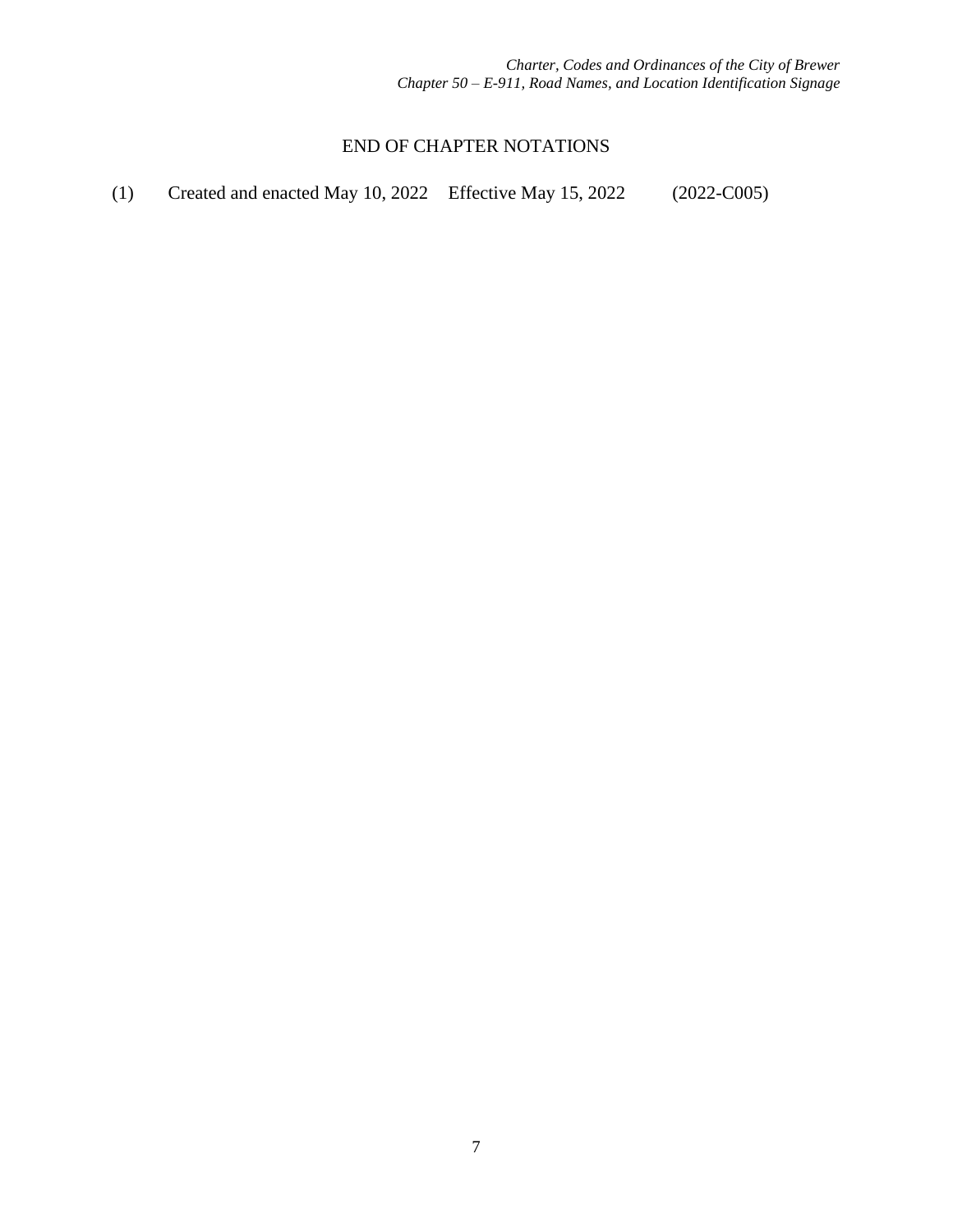## END OF CHAPTER NOTATIONS

(1) Created and enacted May 10, 2022 Effective May 15, 2022 (2022-C005)